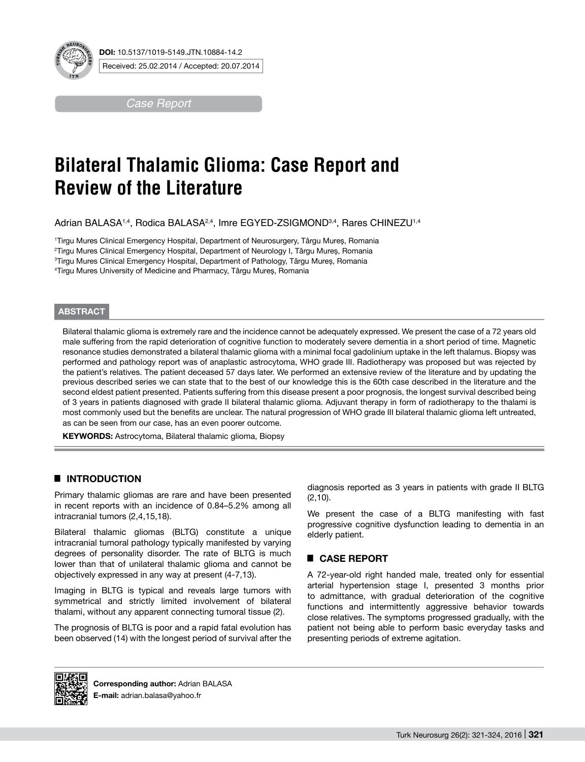**DOI:** 10.5137/1019-5149.JTN.10884-14.2

Received: 25.02.2014 / Accepted: 20.07.2014

*Case Report*

# Bilateral Thalamic Glioma: Case Report and Review of the Literature

Adrian BALASA[1,4], Rodica BALASA[2,4], Imre EGYED-ZSIGMOND[3,4], Rares CHINEZU[1,4]

[1]Tirgu Mures Clinical Emergency Hospital, Department of Neurosurgery, Târgu Mureș, Romania
[2]Tirgu Mures Clinical Emergency Hospital, Department of Neurology I, Târgu Mureș, Romania
[3]Tirgu Mures Clinical Emergency Hospital, Department of Pathology, Târgu Mureș, Romania
[4]Tirgu Mures University of Medicine and Pharmacy, Târgu Mureș, Romania

## ABSTRACT

Bilateral thalamic glioma is extremely rare and the incidence cannot be adequately expressed. We present the case of a 72 years old male suffering from the rapid deterioration of cognitive function to moderately severe dementia in a short period of time. Magnetic resonance studies demonstrated a bilateral thalamic glioma with a minimal focal gadolinium uptake in the left thalamus. Biopsy was performed and pathology report was of anaplastic astrocytoma, WHO grade III. Radiotherapy was proposed but was rejected by the patient's relatives. The patient deceased 57 days later. We performed an extensive review of the literature and by updating the previous described series we can state that to the best of our knowledge this is the 60th case described in the literature and the second eldest patient presented. Patients suffering from this disease present a poor prognosis, the longest survival described being of 3 years in patients diagnosed with grade II bilateral thalamic glioma. Adjuvant therapy in form of radiotherapy to the thalami is most commonly used but the benefits are unclear. The natural progression of WHO grade III bilateral thalamic glioma left untreated, as can be seen from our case, has an even poorer outcome.

**KEYWORDS:** Astrocytoma, Bilateral thalamic glioma, Biopsy

## ■ INTRODUCTION

Primary thalamic gliomas are rare and have been presented in recent reports with an incidence of 0.84–5.2% among all intracranial tumors (2,4,15,18).

Bilateral thalamic gliomas (BLTG) constitute a unique intracranial tumoral pathology typically manifested by varying degrees of personality disorder. The rate of BLTG is much lower than that of unilateral thalamic glioma and cannot be objectively expressed in any way at present (4-7,13).

Imaging in BLTG is typical and reveals large tumors with symmetrical and strictly limited involvement of bilateral thalami, without any apparent connecting tumoral tissue (2).

The prognosis of BLTG is poor and a rapid fatal evolution has been observed (14) with the longest period of survival after the diagnosis reported as 3 years in patients with grade II BLTG (2,10).

We present the case of a BLTG manifesting with fast progressive cognitive dysfunction leading to dementia in an elderly patient.

## ■ CASE REPORT

A 72-year-old right handed male, treated only for essential arterial hypertension stage I, presented 3 months prior to admittance, with gradual deterioration of the cognitive functions and intermittently aggressive behavior towards close relatives. The symptoms progressed gradually, with the patient not being able to perform basic everyday tasks and presenting periods of extreme agitation.

**Corresponding author:** Adrian BALASA
**E-mail:** adrian.balasa@yahoo.fr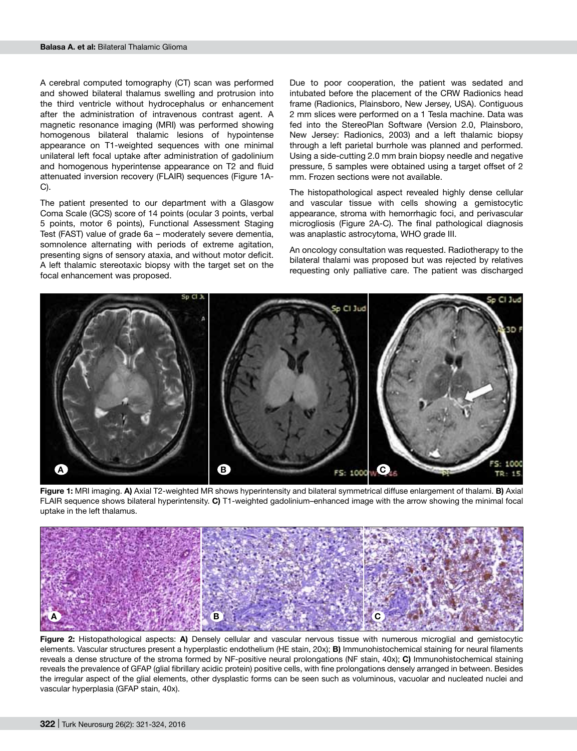A cerebral computed tomography (CT) scan was performed and showed bilateral thalamus swelling and protrusion into the third ventricle without hydrocephalus or enhancement after the administration of intravenous contrast agent. A magnetic resonance imaging (MRI) was performed showing homogenous bilateral thalamic lesions of hypointense appearance on T1-weighted sequences with one minimal unilateral left focal uptake after administration of gadolinium and homogenous hyperintense appearance on T2 and fluid attenuated inversion recovery (FLAIR) sequences (Figure 1A-C).

The patient presented to our department with a Glasgow Coma Scale (GCS) score of 14 points (ocular 3 points, verbal 5 points, motor 6 points), Functional Assessment Staging Test (FAST) value of grade 6a – moderately severe dementia, somnolence alternating with periods of extreme agitation, presenting signs of sensory ataxia, and without motor deficit. A left thalamic stereotaxic biopsy with the target set on the focal enhancement was proposed.

Due to poor cooperation, the patient was sedated and intubated before the placement of the CRW Radionics head frame (Radionics, Plainsboro, New Jersey, USA). Contiguous 2 mm slices were performed on a 1 Tesla machine. Data was fed into the StereoPlan Software (Version 2.0, Plainsboro, New Jersey: Radionics, 2003) and a left thalamic biopsy through a left parietal burrhole was planned and performed. Using a side-cutting 2.0 mm brain biopsy needle and negative pressure, 5 samples were obtained using a target offset of 2 mm. Frozen sections were not available.

The histopathological aspect revealed highly dense cellular and vascular tissue with cells showing a gemistocytic appearance, stroma with hemorrhagic foci, and perivascular microgliosis (Figure 2A-C). The final pathological diagnosis was anaplastic astrocytoma, WHO grade III.

An oncology consultation was requested. Radiotherapy to the bilateral thalami was proposed but was rejected by relatives requesting only palliative care. The patient was discharged

**Figure 1:** MRI imaging. **A)** Axial T2-weighted MR shows hyperintensity and bilateral symmetrical diffuse enlargement of thalami. **B)** Axial FLAIR sequence shows bilateral hyperintensity. **C)** T1-weighted gadolinium–enhanced image with the arrow showing the minimal focal uptake in the left thalamus.

**Figure 2:** Histopathological aspects: **A)** Densely cellular and vascular nervous tissue with numerous microglial and gemistocytic elements. Vascular structures present a hyperplastic endothelium (HE stain, 20x); **B)** Immunohistochemical staining for neural filaments reveals a dense structure of the stroma formed by NF-positive neural prolongations (NF stain, 40x); **C)** Immunohistochemical staining reveals the prevalence of GFAP (glial fibrillary acidic protein) positive cells, with fine prolongations densely arranged in between. Besides the irregular aspect of the glial elements, other dysplastic forms can be seen such as voluminous, vacuolar and nucleated nuclei and vascular hyperplasia (GFAP stain, 40x).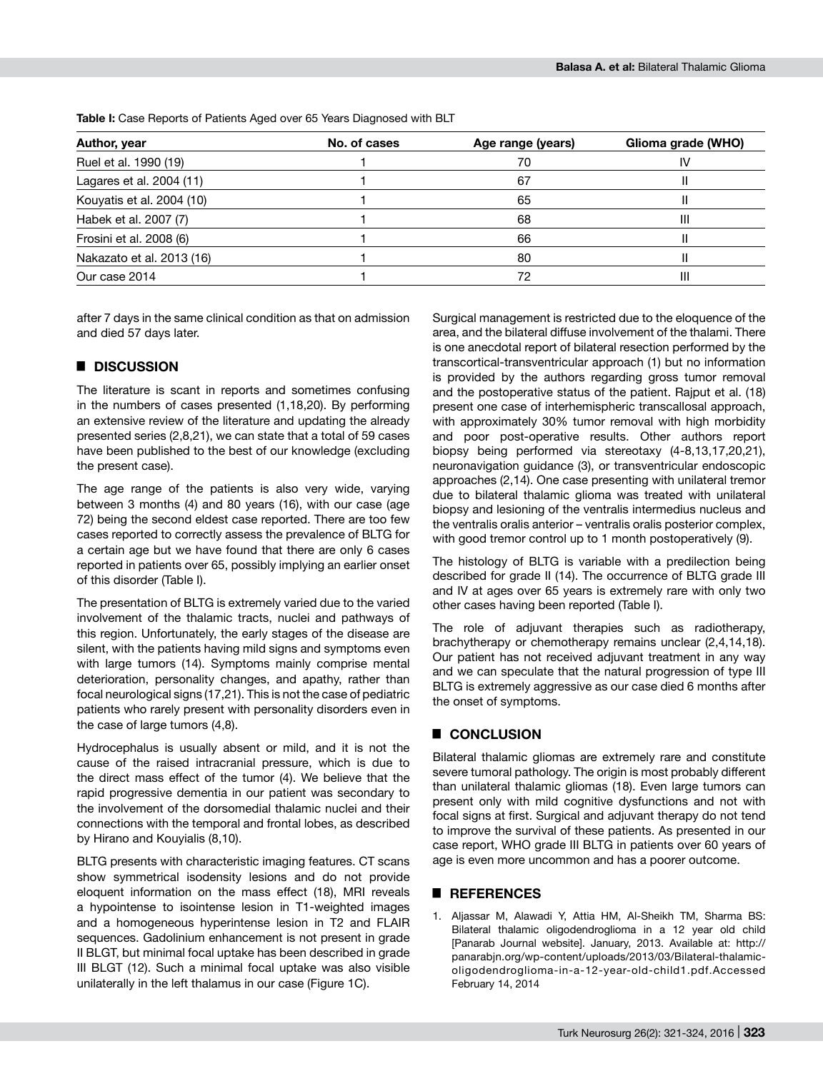**Table I:** Case Reports of Patients Aged over 65 Years Diagnosed with BLT

| Author, year | No. of cases | Age range (years) | Glioma grade (WHO) |
|---|---|---|---|
| Ruel et al. 1990 (19) | 1 | 70 | IV |
| Lagares et al. 2004 (11) | 1 | 67 | II |
| Kouyatis et al. 2004 (10) | 1 | 65 | II |
| Habek et al. 2007 (7) | 1 | 68 | III |
| Frosini et al. 2008 (6) | 1 | 66 | II |
| Nakazato et al. 2013 (16) | 1 | 80 | II |
| Our case 2014 | 1 | 72 | III |

after 7 days in the same clinical condition as that on admission and died 57 days later.

## ■ DISCUSSION

The literature is scant in reports and sometimes confusing in the numbers of cases presented (1,18,20). By performing an extensive review of the literature and updating the already presented series (2,8,21), we can state that a total of 59 cases have been published to the best of our knowledge (excluding the present case).

The age range of the patients is also very wide, varying between 3 months (4) and 80 years (16), with our case (age 72) being the second eldest case reported. There are too few cases reported to correctly assess the prevalence of BLTG for a certain age but we have found that there are only 6 cases reported in patients over 65, possibly implying an earlier onset of this disorder (Table I).

The presentation of BLTG is extremely varied due to the varied involvement of the thalamic tracts, nuclei and pathways of this region. Unfortunately, the early stages of the disease are silent, with the patients having mild signs and symptoms even with large tumors (14). Symptoms mainly comprise mental deterioration, personality changes, and apathy, rather than focal neurological signs (17,21). This is not the case of pediatric patients who rarely present with personality disorders even in the case of large tumors (4,8).

Hydrocephalus is usually absent or mild, and it is not the cause of the raised intracranial pressure, which is due to the direct mass effect of the tumor (4). We believe that the rapid progressive dementia in our patient was secondary to the involvement of the dorsomedial thalamic nuclei and their connections with the temporal and frontal lobes, as described by Hirano and Kouyialis (8,10).

BLTG presents with characteristic imaging features. CT scans show symmetrical isodensity lesions and do not provide eloquent information on the mass effect (18), MRI reveals a hypointense to isointense lesion in T1-weighted images and a homogeneous hyperintense lesion in T2 and FLAIR sequences. Gadolinium enhancement is not present in grade II BLGT, but minimal focal uptake has been described in grade III BLGT (12). Such a minimal focal uptake was also visible unilaterally in the left thalamus in our case (Figure 1C).

Surgical management is restricted due to the eloquence of the area, and the bilateral diffuse involvement of the thalami. There is one anecdotal report of bilateral resection performed by the transcortical-transventricular approach (1) but no information is provided by the authors regarding gross tumor removal and the postoperative status of the patient. Rajput et al. (18) present one case of interhemispheric transcallosal approach, with approximately 30% tumor removal with high morbidity and poor post-operative results. Other authors report biopsy being performed via stereotaxy (4-8,13,17,20,21), neuronavigation guidance (3), or transventricular endoscopic approaches (2,14). One case presenting with unilateral tremor due to bilateral thalamic glioma was treated with unilateral biopsy and lesioning of the ventralis intermedius nucleus and the ventralis oralis anterior – ventralis oralis posterior complex, with good tremor control up to 1 month postoperatively (9).

The histology of BLTG is variable with a predilection being described for grade II (14). The occurrence of BLTG grade III and IV at ages over 65 years is extremely rare with only two other cases having been reported (Table I).

The role of adjuvant therapies such as radiotherapy, brachytherapy or chemotherapy remains unclear (2,4,14,18). Our patient has not received adjuvant treatment in any way and we can speculate that the natural progression of type III BLTG is extremely aggressive as our case died 6 months after the onset of symptoms.

## ■ CONCLUSION

Bilateral thalamic gliomas are extremely rare and constitute severe tumoral pathology. The origin is most probably different than unilateral thalamic gliomas (18). Even large tumors can present only with mild cognitive dysfunctions and not with focal signs at first. Surgical and adjuvant therapy do not tend to improve the survival of these patients. As presented in our case report, WHO grade III BLTG in patients over 60 years of age is even more uncommon and has a poorer outcome.

## ■ REFERENCES

1. Aljassar M, Alawadi Y, Attia HM, Al-Sheikh TM, Sharma BS: Bilateral thalamic oligodendroglioma in a 12 year old child [Panarab Journal website]. January, 2013. Available at: http://panarabjn.org/wp-content/uploads/2013/03/Bilateral-thalamic-oligodendroglioma-in-a-12-year-old-child1.pdf.Accessed February 14, 2014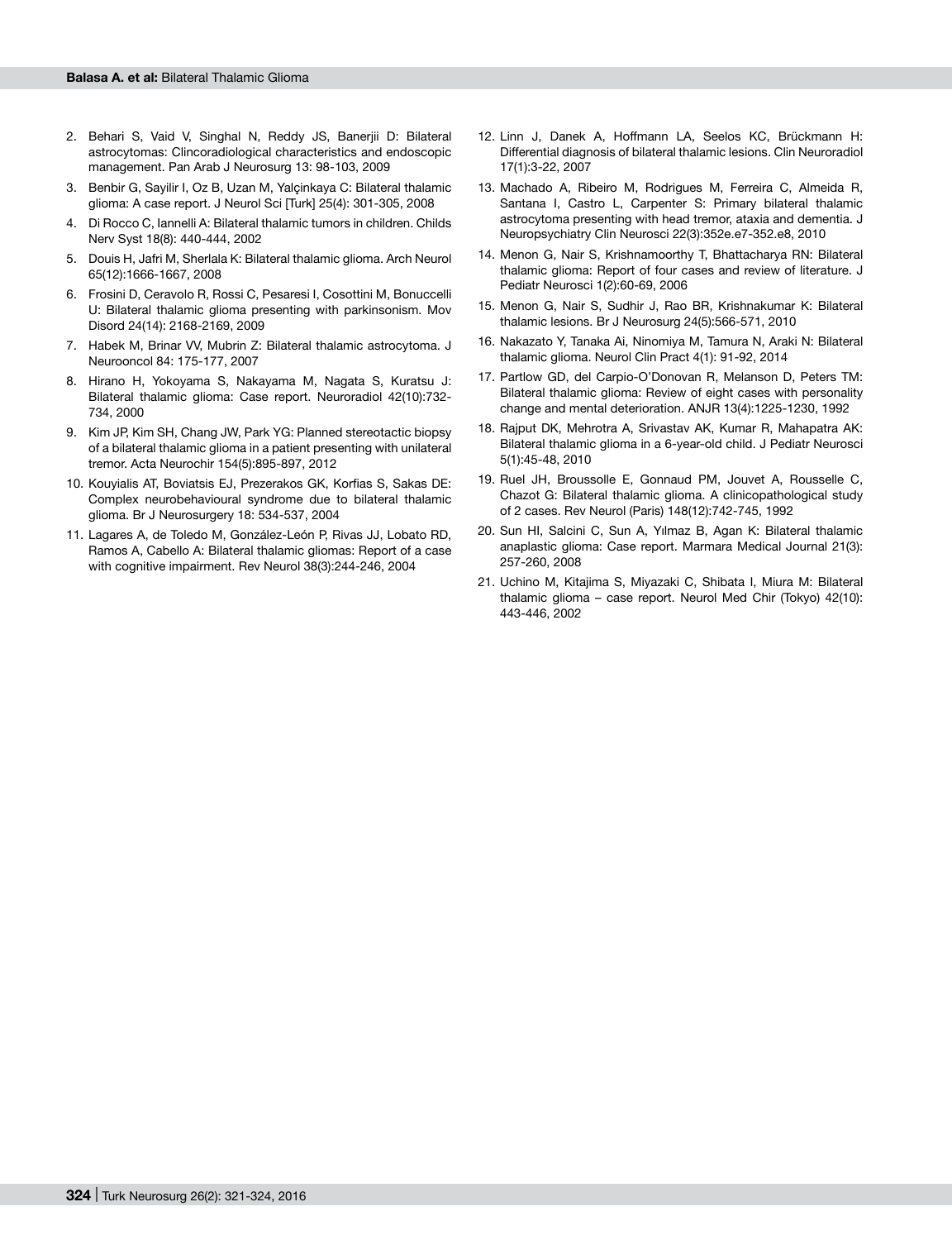2. Behari S, Vaid V, Singhal N, Reddy JS, Banerjii D: Bilateral astrocytomas: Clincoradiological characteristics and endoscopic management. Pan Arab J Neurosurg 13: 98-103, 2009
3. Benbir G, Sayilir I, Oz B, Uzan M, Yalçinkaya C: Bilateral thalamic glioma: A case report. J Neurol Sci [Turk] 25(4): 301-305, 2008
4. Di Rocco C, Iannelli A: Bilateral thalamic tumors in children. Childs Nerv Syst 18(8): 440-444, 2002
5. Douis H, Jafri M, Sherlala K: Bilateral thalamic glioma. Arch Neurol 65(12):1666-1667, 2008
6. Frosini D, Ceravolo R, Rossi C, Pesaresi I, Cosottini M, Bonuccelli U: Bilateral thalamic glioma presenting with parkinsonism. Mov Disord 24(14): 2168-2169, 2009
7. Habek M, Brinar VV, Mubrin Z: Bilateral thalamic astrocytoma. J Neurooncol 84: 175-177, 2007
8. Hirano H, Yokoyama S, Nakayama M, Nagata S, Kuratsu J: Bilateral thalamic glioma: Case report. Neuroradiol 42(10):732-734, 2000
9. Kim JP, Kim SH, Chang JW, Park YG: Planned stereotactic biopsy of a bilateral thalamic glioma in a patient presenting with unilateral tremor. Acta Neurochir 154(5):895-897, 2012
10. Kouyialis AT, Boviatsis EJ, Prezerakos GK, Korfias S, Sakas DE: Complex neurobehavioural syndrome due to bilateral thalamic glioma. Br J Neurosurgery 18: 534-537, 2004
11. Lagares A, de Toledo M, González-León P, Rivas JJ, Lobato RD, Ramos A, Cabello A: Bilateral thalamic gliomas: Report of a case with cognitive impairment. Rev Neurol 38(3):244-246, 2004
12. Linn J, Danek A, Hoffmann LA, Seelos KC, Brückmann H: Differential diagnosis of bilateral thalamic lesions. Clin Neuroradiol 17(1):3-22, 2007
13. Machado A, Ribeiro M, Rodrigues M, Ferreira C, Almeida R, Santana I, Castro L, Carpenter S: Primary bilateral thalamic astrocytoma presenting with head tremor, ataxia and dementia. J Neuropsychiatry Clin Neurosci 22(3):352e.e7-352.e8, 2010
14. Menon G, Nair S, Krishnamoorthy T, Bhattacharya RN: Bilateral thalamic glioma: Report of four cases and review of literature. J Pediatr Neurosci 1(2):60-69, 2006
15. Menon G, Nair S, Sudhir J, Rao BR, Krishnakumar K: Bilateral thalamic lesions. Br J Neurosurg 24(5):566-571, 2010
16. Nakazato Y, Tanaka Ai, Ninomiya M, Tamura N, Araki N: Bilateral thalamic glioma. Neurol Clin Pract 4(1): 91-92, 2014
17. Partlow GD, del Carpio-O'Donovan R, Melanson D, Peters TM: Bilateral thalamic glioma: Review of eight cases with personality change and mental deterioration. ANJR 13(4):1225-1230, 1992
18. Rajput DK, Mehrotra A, Srivastav AK, Kumar R, Mahapatra AK: Bilateral thalamic glioma in a 6-year-old child. J Pediatr Neurosci 5(1):45-48, 2010
19. Ruel JH, Broussolle E, Gonnaud PM, Jouvet A, Rousselle C, Chazot G: Bilateral thalamic glioma. A clinicopathological study of 2 cases. Rev Neurol (Paris) 148(12):742-745, 1992
20. Sun HI, Salcini C, Sun A, Yılmaz B, Agan K: Bilateral thalamic anaplastic glioma: Case report. Marmara Medical Journal 21(3): 257-260, 2008
21. Uchino M, Kitajima S, Miyazaki C, Shibata I, Miura M: Bilateral thalamic glioma – case report. Neurol Med Chir (Tokyo) 42(10): 443-446, 2002